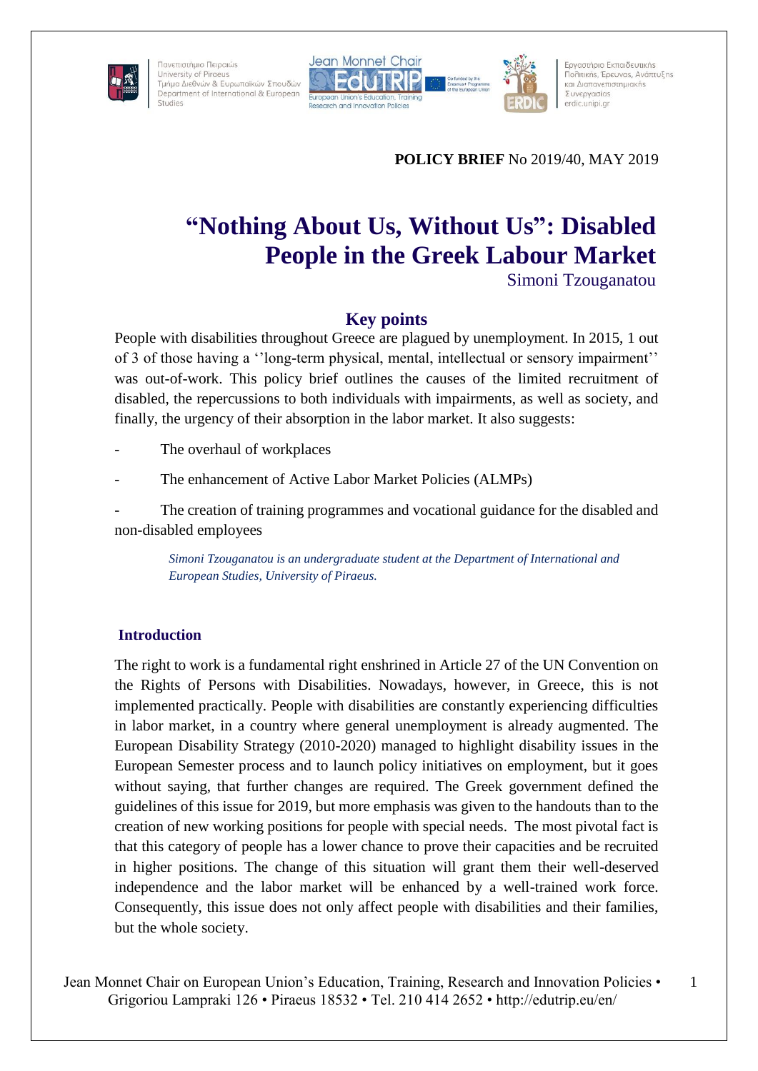**POLICY BRIEF** No 2019/40, MAY 2019

# "Nothing About Us, Without Us": Disabled People in the Greek Labour Market

Simoni Tzouganatou

## Key points

People with disabilities throughout Greece are plagued by unemployment. In 2015, 1 out of 3 of those having a ''long-term physical, mental, intellectual or sensory impairment'' was out-of-work. This policy brief outlines the causes of the limited recruitment of disabled, the repercussions to both individuals with impairments, as well as society, and finally, the urgency of their absorption in the labor market. It also suggests:

- The overhaul of workplaces
- The enhancement of Active Labor Market Policies (ALMPs)
- The creation of training programmes and vocational guidance for the disabled and non-disabled employees

*Simoni Tzouganatou is an undergraduate student at the Department of International and European Studies, University of Piraeus.*

## Introduction

The right to work is a fundamental right enshrined in Article 27 of the UN Convention on the Rights of Persons with Disabilities. Nowadays, however, in Greece, this is not implemented practically. People with disabilities are constantly experiencing difficulties in labor market, in a country where general unemployment is already augmented. The European Disability Strategy (2010-2020) managed to highlight disability issues in the European Semester process and to launch policy initiatives on employment, but it goes without saying, that further changes are required. The Greek government defined the guidelines of this issue for 2019, but more emphasis was given to the handouts than to the creation of new working positions for people with special needs. The most pivotal fact is that this category of people has a lower chance to prove their capacities and be recruited in higher positions. The change of this situation will grant them their well-deserved independence and the labor market will be enhanced by a well-trained work force. Consequently, this issue does not only affect people with disabilities and their families, but the whole society.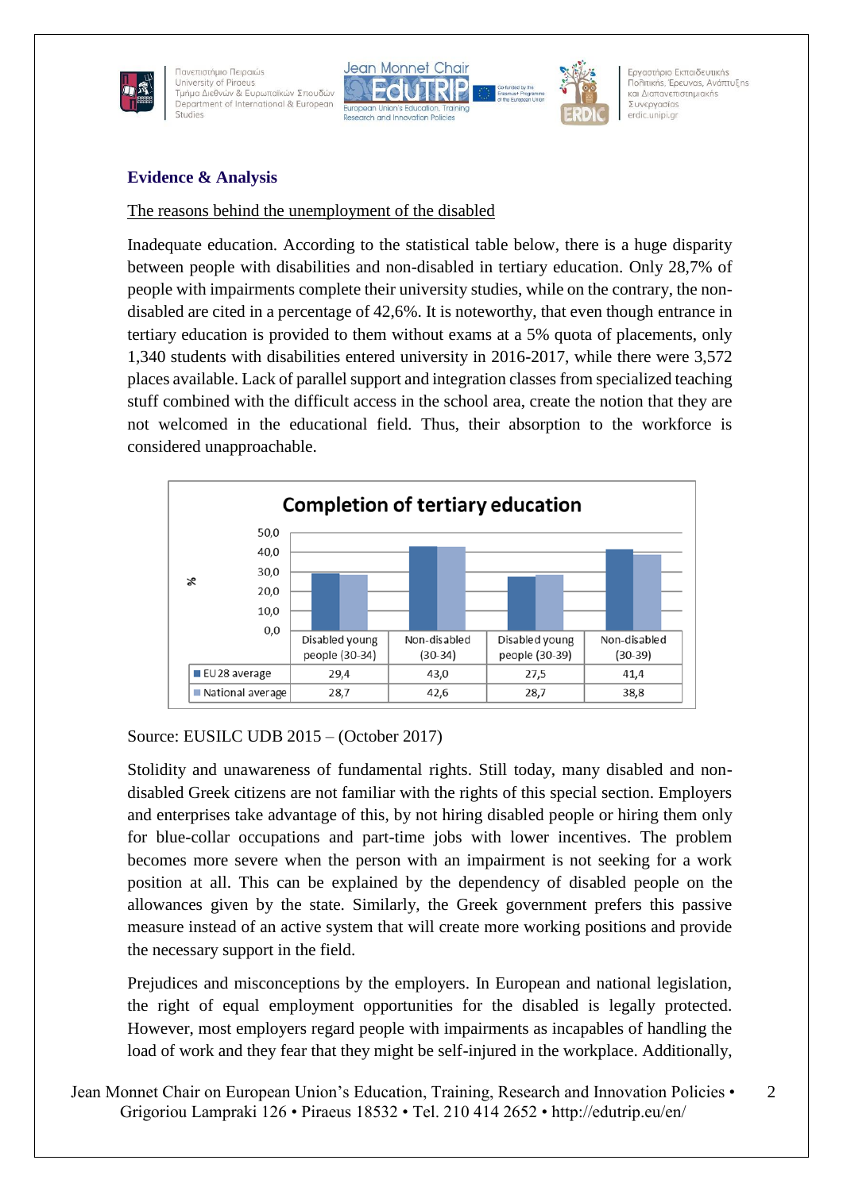## Evidence & Analysis

The reasons behind the unemployment of the disabled

Inadequate education. According to the statistical table below, there is a huge disparity between people with disabilities and non-disabled in tertiary education. Only 28,7% of people with impairments complete their university studies, while on the contrary, the non-disabled are cited in a percentage of 42,6%. It is noteworthy, that even though entrance in tertiary education is provided to them without exams at a 5% quota of placements, only 1,340 students with disabilities entered university in 2016-2017, while there were 3,572 places available. Lack of parallel support and integration classes from specialized teaching stuff combined with the difficult access in the school area, create the notion that they are not welcomed in the educational field. Thus, their absorption to the workforce is considered unapproachable.

**Completion of tertiary education**

| | Disabled young people (30-34) | Non-disabled (30-34) | Disabled young people (30-39) | Non-disabled (30-39) |
|---|---|---|---|---|
| EU28 average | 29,4 | 43,0 | 27,5 | 41,4 |
| National average | 28,7 | 42,6 | 28,7 | 38,8 |

Source: EUSILC UDB 2015 – (October 2017)

Stolidity and unawareness of fundamental rights. Still today, many disabled and non-disabled Greek citizens are not familiar with the rights of this special section. Employers and enterprises take advantage of this, by not hiring disabled people or hiring them only for blue-collar occupations and part-time jobs with lower incentives. The problem becomes more severe when the person with an impairment is not seeking for a work position at all. This can be explained by the dependency of disabled people on the allowances given by the state. Similarly, the Greek government prefers this passive measure instead of an active system that will create more working positions and provide the necessary support in the field.

Prejudices and misconceptions by the employers. In European and national legislation, the right of equal employment opportunities for the disabled is legally protected. However, most employers regard people with impairments as incapables of handling the load of work and they fear that they might be self-injured in the workplace. Additionally,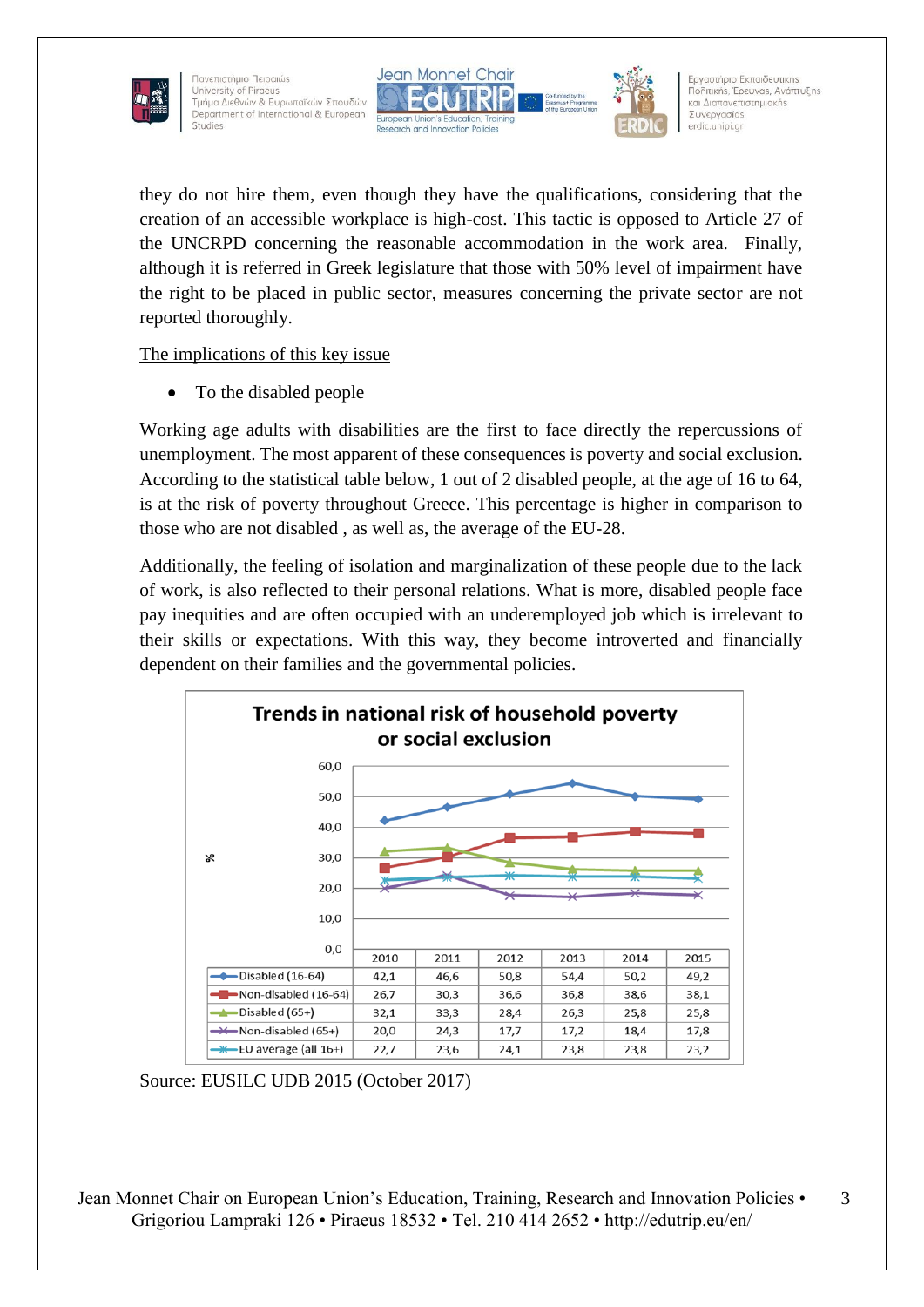they do not hire them, even though they have the qualifications, considering that the creation of an accessible workplace is high-cost. This tactic is opposed to Article 27 of the UNCRPD concerning the reasonable accommodation in the work area. Finally, although it is referred in Greek legislature that those with 50% level of impairment have the right to be placed in public sector, measures concerning the private sector are not reported thoroughly.

The implications of this key issue

- To the disabled people

Working age adults with disabilities are the first to face directly the repercussions of unemployment. The most apparent of these consequences is poverty and social exclusion. According to the statistical table below, 1 out of 2 disabled people, at the age of 16 to 64, is at the risk of poverty throughout Greece. This percentage is higher in comparison to those who are not disabled , as well as, the average of the EU-28.

Additionally, the feeling of isolation and marginalization of these people due to the lack of work, is also reflected to their personal relations. What is more, disabled people face pay inequities and are often occupied with an underemployed job which is irrelevant to their skills or expectations. With this way, they become introverted and financially dependent on their families and the governmental policies.

**Trends in national risk of household poverty or social exclusion**

| % | 2010 | 2011 | 2012 | 2013 | 2014 | 2015 |
|---|---|---|---|---|---|---|
| Disabled (16-64) | 42,1 | 46,6 | 50,8 | 54,4 | 50,2 | 49,2 |
| Non-disabled (16-64) | 26,7 | 30,3 | 36,6 | 36,8 | 38,6 | 38,1 |
| Disabled (65+) | 32,1 | 33,3 | 28,4 | 26,3 | 25,8 | 25,8 |
| Non-disabled (65+) | 20,0 | 24,3 | 17,7 | 17,2 | 18,4 | 17,8 |
| EU average (all 16+) | 22,7 | 23,6 | 24,1 | 23,8 | 23,8 | 23,2 |

Source: EUSILC UDB 2015 (October 2017)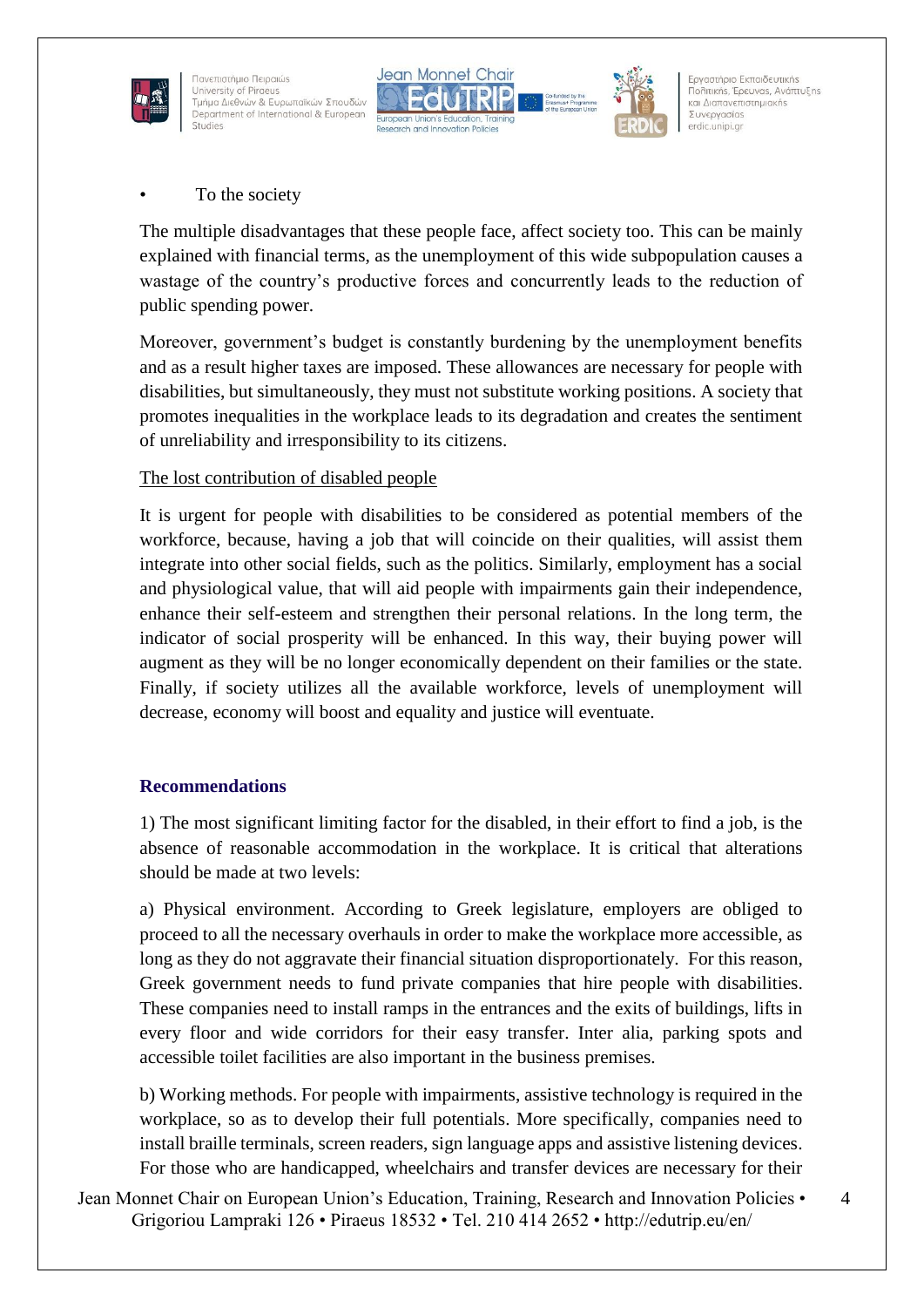- To the society

The multiple disadvantages that these people face, affect society too. This can be mainly explained with financial terms, as the unemployment of this wide subpopulation causes a wastage of the country's productive forces and concurrently leads to the reduction of public spending power.

Moreover, government's budget is constantly burdening by the unemployment benefits and as a result higher taxes are imposed. These allowances are necessary for people with disabilities, but simultaneously, they must not substitute working positions. A society that promotes inequalities in the workplace leads to its degradation and creates the sentiment of unreliability and irresponsibility to its citizens.

The lost contribution of disabled people

It is urgent for people with disabilities to be considered as potential members of the workforce, because, having a job that will coincide on their qualities, will assist them integrate into other social fields, such as the politics. Similarly, employment has a social and physiological value, that will aid people with impairments gain their independence, enhance their self-esteem and strengthen their personal relations. In the long term, the indicator of social prosperity will be enhanced. In this way, their buying power will augment as they will be no longer economically dependent on their families or the state. Finally, if society utilizes all the available workforce, levels of unemployment will decrease, economy will boost and equality and justice will eventuate.

## Recommendations

1) The most significant limiting factor for the disabled, in their effort to find a job, is the absence of reasonable accommodation in the workplace. It is critical that alterations should be made at two levels:

a) Physical environment. According to Greek legislature, employers are obliged to proceed to all the necessary overhauls in order to make the workplace more accessible, as long as they do not aggravate their financial situation disproportionately. For this reason, Greek government needs to fund private companies that hire people with disabilities. These companies need to install ramps in the entrances and the exits of buildings, lifts in every floor and wide corridors for their easy transfer. Inter alia, parking spots and accessible toilet facilities are also important in the business premises.

b) Working methods. For people with impairments, assistive technology is required in the workplace, so as to develop their full potentials. More specifically, companies need to install braille terminals, screen readers, sign language apps and assistive listening devices. For those who are handicapped, wheelchairs and transfer devices are necessary for their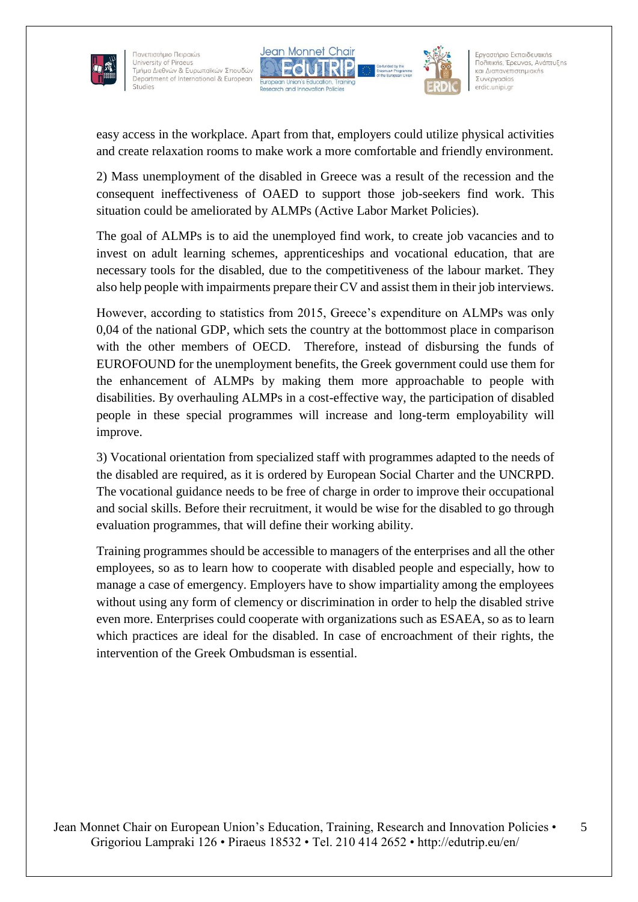easy access in the workplace. Apart from that, employers could utilize physical activities and create relaxation rooms to make work a more comfortable and friendly environment.

2) Mass unemployment of the disabled in Greece was a result of the recession and the consequent ineffectiveness of OAED to support those job-seekers find work. This situation could be ameliorated by ALMPs (Active Labor Market Policies).

The goal of ALMPs is to aid the unemployed find work, to create job vacancies and to invest on adult learning schemes, apprenticeships and vocational education, that are necessary tools for the disabled, due to the competitiveness of the labour market. They also help people with impairments prepare their CV and assist them in their job interviews.

However, according to statistics from 2015, Greece's expenditure on ALMPs was only 0,04 of the national GDP, which sets the country at the bottommost place in comparison with the other members of OECD. Therefore, instead of disbursing the funds of EUROFOUND for the unemployment benefits, the Greek government could use them for the enhancement of ALMPs by making them more approachable to people with disabilities. By overhauling ALMPs in a cost-effective way, the participation of disabled people in these special programmes will increase and long-term employability will improve.

3) Vocational orientation from specialized staff with programmes adapted to the needs of the disabled are required, as it is ordered by European Social Charter and the UNCRPD. The vocational guidance needs to be free of charge in order to improve their occupational and social skills. Before their recruitment, it would be wise for the disabled to go through evaluation programmes, that will define their working ability.

Training programmes should be accessible to managers of the enterprises and all the other employees, so as to learn how to cooperate with disabled people and especially, how to manage a case of emergency. Employers have to show impartiality among the employees without using any form of clemency or discrimination in order to help the disabled strive even more. Enterprises could cooperate with organizations such as ESAEA, so as to learn which practices are ideal for the disabled. In case of encroachment of their rights, the intervention of the Greek Ombudsman is essential.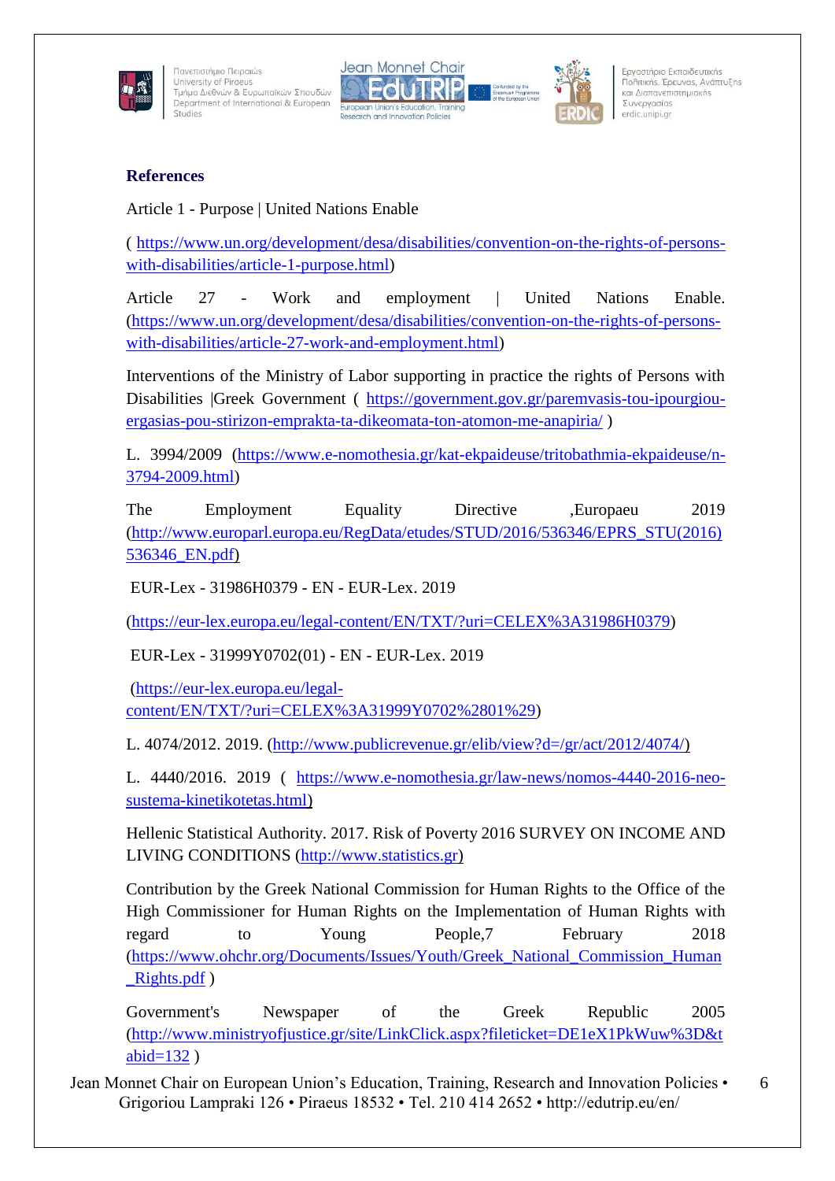**References**

Article 1 - Purpose | United Nations Enable

( https://www.un.org/development/desa/disabilities/convention-on-the-rights-of-persons-with-disabilities/article-1-purpose.html)

Article 27 - Work and employment | United Nations Enable. (https://www.un.org/development/desa/disabilities/convention-on-the-rights-of-persons-with-disabilities/article-27-work-and-employment.html)

Interventions of the Ministry of Labor supporting in practice the rights of Persons with Disabilities |Greek Government ( https://government.gov.gr/paremvasis-tou-ipourgiou-ergasias-pou-stirizon-emprakta-ta-dikeomata-ton-atomon-me-anapiria/ )

L. 3994/2009 (https://www.e-nomothesia.gr/kat-ekpaideuse/tritobathmia-ekpaideuse/n-3794-2009.html)

The Employment Equality Directive ,Europaeu 2019 (http://www.europarl.europa.eu/RegData/etudes/STUD/2016/536346/EPRS_STU(2016)536346_EN.pdf)

EUR-Lex - 31986H0379 - EN - EUR-Lex. 2019

(https://eur-lex.europa.eu/legal-content/EN/TXT/?uri=CELEX%3A31986H0379)

EUR-Lex - 31999Y0702(01) - EN - EUR-Lex. 2019

(https://eur-lex.europa.eu/legal-content/EN/TXT/?uri=CELEX%3A31999Y0702%2801%29)

L. 4074/2012. 2019. (http://www.publicrevenue.gr/elib/view?d=/gr/act/2012/4074/)

L. 4440/2016. 2019 ( https://www.e-nomothesia.gr/law-news/nomos-4440-2016-neo-sustema-kinetikotetas.html)

Hellenic Statistical Authority. 2017. Risk of Poverty 2016 SURVEY ON INCOME AND LIVING CONDITIONS (http://www.statistics.gr)

Contribution by the Greek National Commission for Human Rights to the Office of the High Commissioner for Human Rights on the Implementation of Human Rights with regard to Young People,7 February 2018 (https://www.ohchr.org/Documents/Issues/Youth/Greek_National_Commission_Human_Rights.pdf )

Government's Newspaper of the Greek Republic 2005 (http://www.ministryofjustice.gr/site/LinkClick.aspx?fileticket=DE1eX1PkWuw%3D&tabid=132 )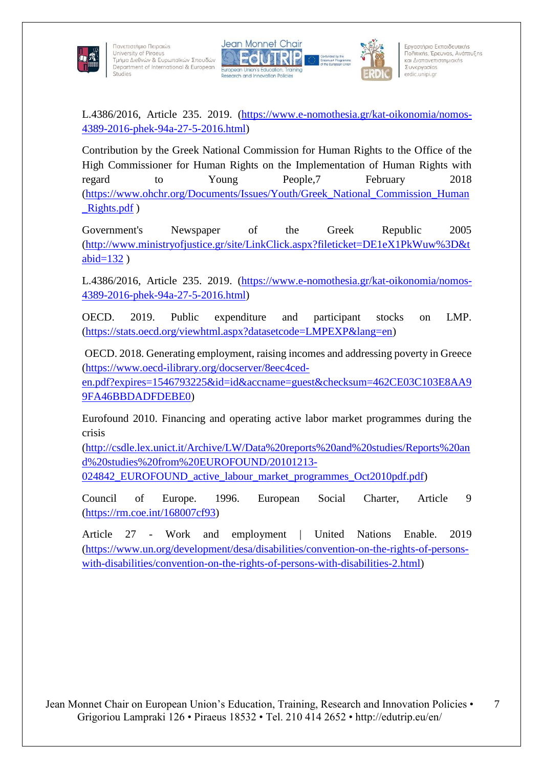L.4386/2016, Article 235. 2019. (https://www.e-nomothesia.gr/kat-oikonomia/nomos-4389-2016-phek-94a-27-5-2016.html)

Contribution by the Greek National Commission for Human Rights to the Office of the High Commissioner for Human Rights on the Implementation of Human Rights with regard to Young People,7 February 2018 (https://www.ohchr.org/Documents/Issues/Youth/Greek_National_Commission_Human_Rights.pdf )

Government's Newspaper of the Greek Republic 2005 (http://www.ministryofjustice.gr/site/LinkClick.aspx?fileticket=DE1eX1PkWuw%3D&tabid=132 )

L.4386/2016, Article 235. 2019. (https://www.e-nomothesia.gr/kat-oikonomia/nomos-4389-2016-phek-94a-27-5-2016.html)

OECD. 2019. Public expenditure and participant stocks on LMP. (https://stats.oecd.org/viewhtml.aspx?datasetcode=LMPEXP&lang=en)

OECD. 2018. Generating employment, raising incomes and addressing poverty in Greece (https://www.oecd-ilibrary.org/docserver/8eec4ced-en.pdf?expires=1546793225&id=id&accname=guest&checksum=462CE03C103E8AA99FA46BBDADFDEBE0)

Eurofound 2010. Financing and operating active labor market programmes during the crisis (http://csdle.lex.unict.it/Archive/LW/Data%20reports%20and%20studies/Reports%20and%20studies%20from%20EUROFOUND/20101213-024842_EUROFOUND_active_labour_market_programmes_Oct2010pdf.pdf)

Council of Europe. 1996. European Social Charter, Article 9 (https://rm.coe.int/168007cf93)

Article 27 - Work and employment | United Nations Enable. 2019 (https://www.un.org/development/desa/disabilities/convention-on-the-rights-of-persons-with-disabilities/convention-on-the-rights-of-persons-with-disabilities-2.html)